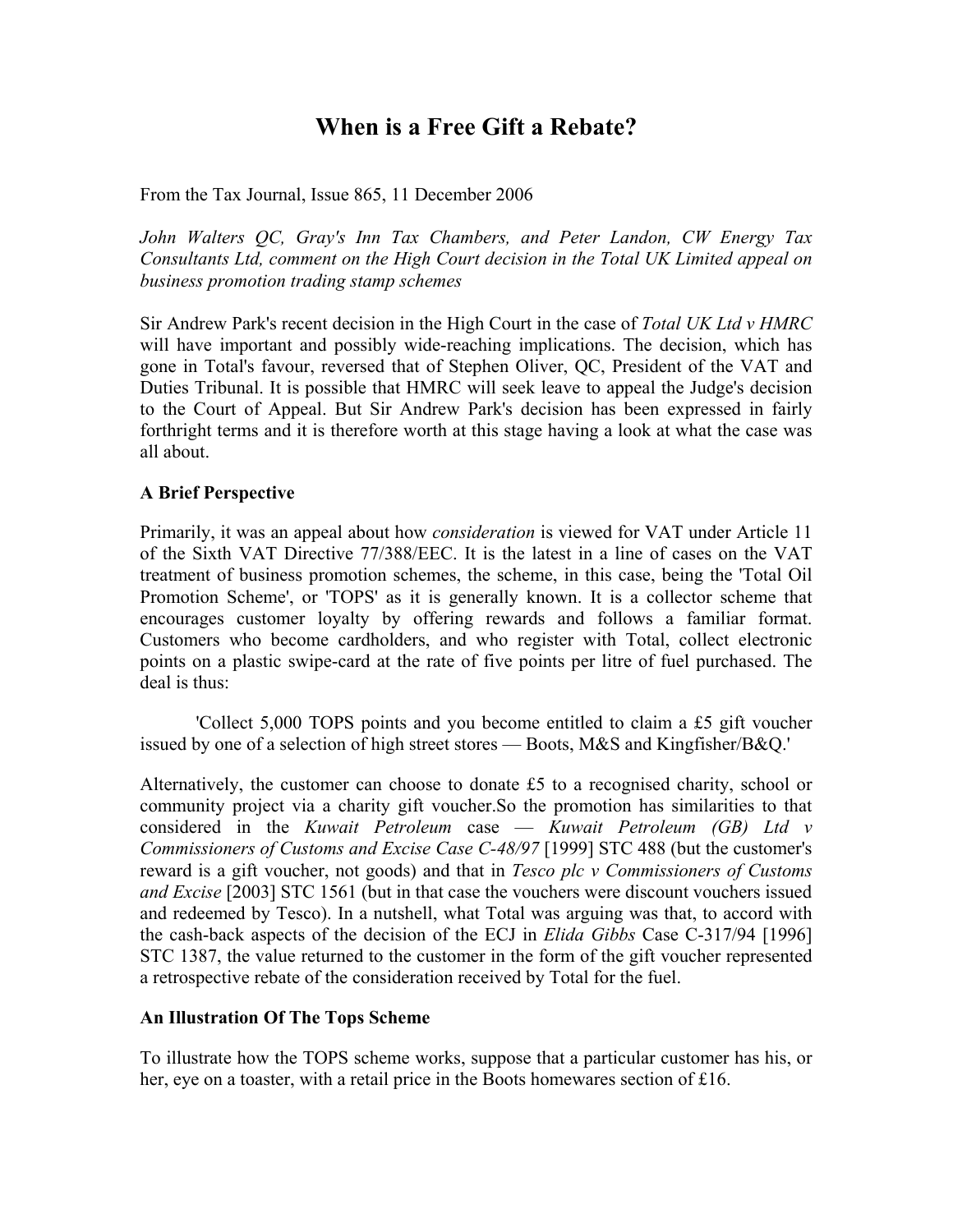# When is a Free Gift a Rebate?

From the Tax Journal, Issue 865, 11 December 2006

*John Walters QC, Gray's Inn Tax Chambers, and Peter Landon, CW Energy Tax Consultants Ltd, comment on the High Court decision in the Total UK Limited appeal on business promotion trading stamp schemes*

Sir Andrew Park's recent decision in the High Court in the case of *Total UK Ltd v HMRC* will have important and possibly wide-reaching implications. The decision, which has gone in Total's favour, reversed that of Stephen Oliver, QC, President of the VAT and Duties Tribunal. It is possible that HMRC will seek leave to appeal the Judge's decision to the Court of Appeal. But Sir Andrew Park's decision has been expressed in fairly forthright terms and it is therefore worth at this stage having a look at what the case was all about.

## A Brief Perspective

Primarily, it was an appeal about how *consideration* is viewed for VAT under Article 11 of the Sixth VAT Directive 77/388/EEC. It is the latest in a line of cases on the VAT treatment of business promotion schemes, the scheme, in this case, being the 'Total Oil Promotion Scheme', or 'TOPS' as it is generally known. It is a collector scheme that encourages customer loyalty by offering rewards and follows a familiar format. Customers who become cardholders, and who register with Total, collect electronic points on a plastic swipe-card at the rate of five points per litre of fuel purchased. The deal is thus:

'Collect 5,000 TOPS points and you become entitled to claim a £5 gift voucher issued by one of a selection of high street stores — Boots, M&S and Kingfisher/B&Q.'

Alternatively, the customer can choose to donate £5 to a recognised charity, school or community project via a charity gift voucher.So the promotion has similarities to that considered in the *Kuwait Petroleum* case — *Kuwait Petroleum (GB) Ltd v Commissioners of Customs and Excise Case C-48/97* [1999] STC 488 (but the customer's reward is a gift voucher, not goods) and that in *Tesco plc v Commissioners of Customs and Excise* [2003] STC 1561 (but in that case the vouchers were discount vouchers issued and redeemed by Tesco). In a nutshell, what Total was arguing was that, to accord with the cash-back aspects of the decision of the ECJ in *Elida Gibbs* Case C-317/94 [1996] STC 1387, the value returned to the customer in the form of the gift voucher represented a retrospective rebate of the consideration received by Total for the fuel.

## An Illustration Of The Tops Scheme

To illustrate how the TOPS scheme works, suppose that a particular customer has his, or her, eye on a toaster, with a retail price in the Boots homewares section of £16.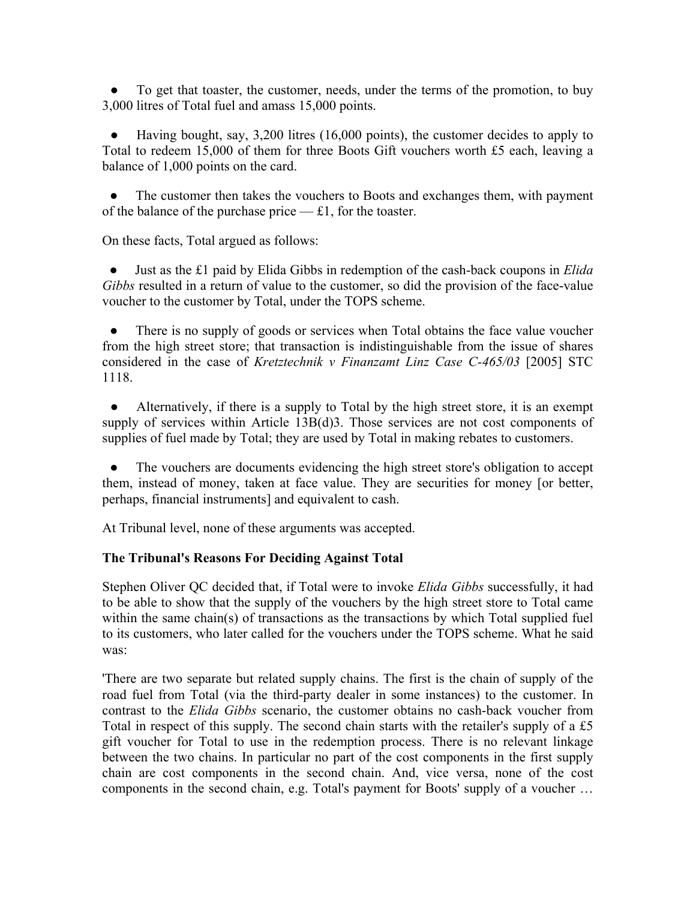- To get that toaster, the customer, needs, under the terms of the promotion, to buy 3,000 litres of Total fuel and amass 15,000 points.

- Having bought, say, 3,200 litres (16,000 points), the customer decides to apply to Total to redeem 15,000 of them for three Boots Gift vouchers worth £5 each, leaving a balance of 1,000 points on the card.

- The customer then takes the vouchers to Boots and exchanges them, with payment of the balance of the purchase price — £1, for the toaster.

On these facts, Total argued as follows:

- Just as the £1 paid by Elida Gibbs in redemption of the cash-back coupons in *Elida Gibbs* resulted in a return of value to the customer, so did the provision of the face-value voucher to the customer by Total, under the TOPS scheme.

- There is no supply of goods or services when Total obtains the face value voucher from the high street store; that transaction is indistinguishable from the issue of shares considered in the case of *Kretztechnik v Finanzamt Linz Case C-465/03* [2005] STC 1118.

- Alternatively, if there is a supply to Total by the high street store, it is an exempt supply of services within Article 13B(d)3. Those services are not cost components of supplies of fuel made by Total; they are used by Total in making rebates to customers.

- The vouchers are documents evidencing the high street store's obligation to accept them, instead of money, taken at face value. They are securities for money [or better, perhaps, financial instruments] and equivalent to cash.

At Tribunal level, none of these arguments was accepted.

### The Tribunal's Reasons For Deciding Against Total

Stephen Oliver QC decided that, if Total were to invoke *Elida Gibbs* successfully, it had to be able to show that the supply of the vouchers by the high street store to Total came within the same chain(s) of transactions as the transactions by which Total supplied fuel to its customers, who later called for the vouchers under the TOPS scheme. What he said was:

'There are two separate but related supply chains. The first is the chain of supply of the road fuel from Total (via the third-party dealer in some instances) to the customer. In contrast to the *Elida Gibbs* scenario, the customer obtains no cash-back voucher from Total in respect of this supply. The second chain starts with the retailer's supply of a £5 gift voucher for Total to use in the redemption process. There is no relevant linkage between the two chains. In particular no part of the cost components in the first supply chain are cost components in the second chain. And, vice versa, none of the cost components in the second chain, e.g. Total's payment for Boots' supply of a voucher …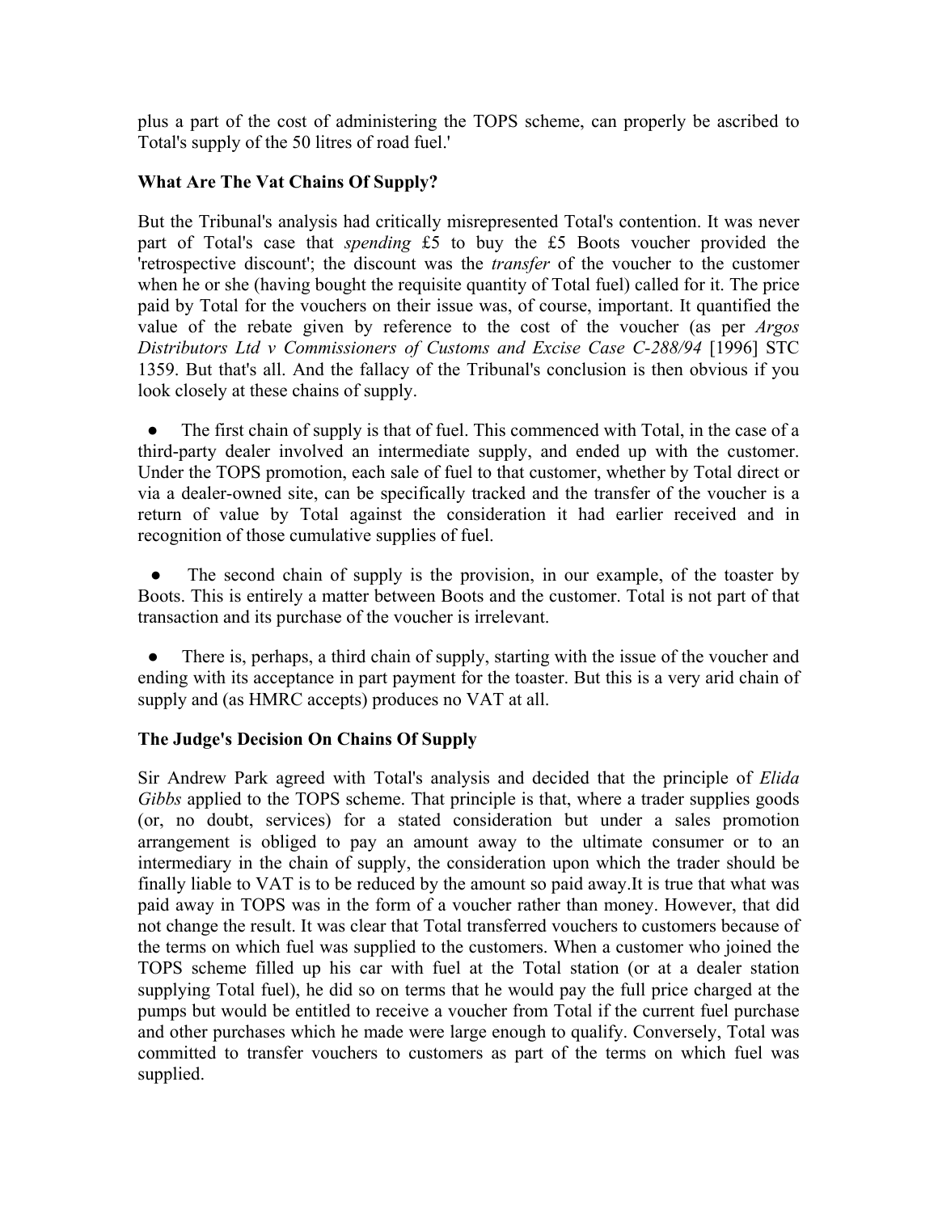plus a part of the cost of administering the TOPS scheme, can properly be ascribed to Total's supply of the 50 litres of road fuel.'

### What Are The Vat Chains Of Supply?

But the Tribunal's analysis had critically misrepresented Total's contention. It was never part of Total's case that *spending* £5 to buy the £5 Boots voucher provided the 'retrospective discount'; the discount was the *transfer* of the voucher to the customer when he or she (having bought the requisite quantity of Total fuel) called for it. The price paid by Total for the vouchers on their issue was, of course, important. It quantified the value of the rebate given by reference to the cost of the voucher (as per *Argos Distributors Ltd v Commissioners of Customs and Excise Case C-288/94* [1996] STC 1359. But that's all. And the fallacy of the Tribunal's conclusion is then obvious if you look closely at these chains of supply.

- The first chain of supply is that of fuel. This commenced with Total, in the case of a third-party dealer involved an intermediate supply, and ended up with the customer. Under the TOPS promotion, each sale of fuel to that customer, whether by Total direct or via a dealer-owned site, can be specifically tracked and the transfer of the voucher is a return of value by Total against the consideration it had earlier received and in recognition of those cumulative supplies of fuel.

- The second chain of supply is the provision, in our example, of the toaster by Boots. This is entirely a matter between Boots and the customer. Total is not part of that transaction and its purchase of the voucher is irrelevant.

- There is, perhaps, a third chain of supply, starting with the issue of the voucher and ending with its acceptance in part payment for the toaster. But this is a very arid chain of supply and (as HMRC accepts) produces no VAT at all.

### The Judge's Decision On Chains Of Supply

Sir Andrew Park agreed with Total's analysis and decided that the principle of *Elida Gibbs* applied to the TOPS scheme. That principle is that, where a trader supplies goods (or, no doubt, services) for a stated consideration but under a sales promotion arrangement is obliged to pay an amount away to the ultimate consumer or to an intermediary in the chain of supply, the consideration upon which the trader should be finally liable to VAT is to be reduced by the amount so paid away.It is true that what was paid away in TOPS was in the form of a voucher rather than money. However, that did not change the result. It was clear that Total transferred vouchers to customers because of the terms on which fuel was supplied to the customers. When a customer who joined the TOPS scheme filled up his car with fuel at the Total station (or at a dealer station supplying Total fuel), he did so on terms that he would pay the full price charged at the pumps but would be entitled to receive a voucher from Total if the current fuel purchase and other purchases which he made were large enough to qualify. Conversely, Total was committed to transfer vouchers to customers as part of the terms on which fuel was supplied.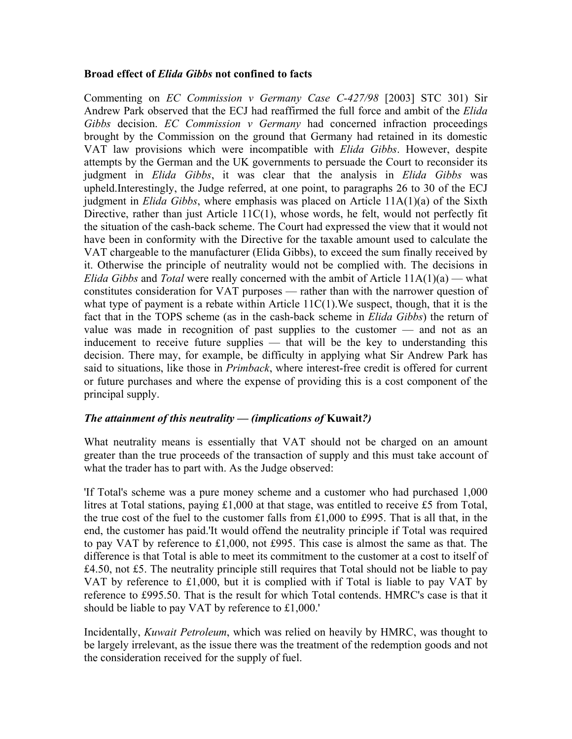**Broad effect of *Elida Gibbs* not confined to facts**

Commenting on *EC Commission v Germany Case C-427/98* [2003] STC 301) Sir Andrew Park observed that the ECJ had reaffirmed the full force and ambit of the *Elida Gibbs* decision. *EC Commission v Germany* had concerned infraction proceedings brought by the Commission on the ground that Germany had retained in its domestic VAT law provisions which were incompatible with *Elida Gibbs*. However, despite attempts by the German and the UK governments to persuade the Court to reconsider its judgment in *Elida Gibbs*, it was clear that the analysis in *Elida Gibbs* was upheld.Interestingly, the Judge referred, at one point, to paragraphs 26 to 30 of the ECJ judgment in *Elida Gibbs*, where emphasis was placed on Article 11A(1)(a) of the Sixth Directive, rather than just Article 11C(1), whose words, he felt, would not perfectly fit the situation of the cash-back scheme. The Court had expressed the view that it would not have been in conformity with the Directive for the taxable amount used to calculate the VAT chargeable to the manufacturer (Elida Gibbs), to exceed the sum finally received by it. Otherwise the principle of neutrality would not be complied with. The decisions in *Elida Gibbs* and *Total* were really concerned with the ambit of Article 11A(1)(a) — what constitutes consideration for VAT purposes — rather than with the narrower question of what type of payment is a rebate within Article 11C(1).We suspect, though, that it is the fact that in the TOPS scheme (as in the cash-back scheme in *Elida Gibbs*) the return of value was made in recognition of past supplies to the customer — and not as an inducement to receive future supplies — that will be the key to understanding this decision. There may, for example, be difficulty in applying what Sir Andrew Park has said to situations, like those in *Primback*, where interest-free credit is offered for current or future purchases and where the expense of providing this is a cost component of the principal supply.

***The attainment of this neutrality — (implications of* Kuwait*?)***

What neutrality means is essentially that VAT should not be charged on an amount greater than the true proceeds of the transaction of supply and this must take account of what the trader has to part with. As the Judge observed:

'If Total's scheme was a pure money scheme and a customer who had purchased 1,000 litres at Total stations, paying £1,000 at that stage, was entitled to receive £5 from Total, the true cost of the fuel to the customer falls from £1,000 to £995. That is all that, in the end, the customer has paid.'It would offend the neutrality principle if Total was required to pay VAT by reference to £1,000, not £995. This case is almost the same as that. The difference is that Total is able to meet its commitment to the customer at a cost to itself of £4.50, not £5. The neutrality principle still requires that Total should not be liable to pay VAT by reference to £1,000, but it is complied with if Total is liable to pay VAT by reference to £995.50. That is the result for which Total contends. HMRC's case is that it should be liable to pay VAT by reference to £1,000.'

Incidentally, *Kuwait Petroleum*, which was relied on heavily by HMRC, was thought to be largely irrelevant, as the issue there was the treatment of the redemption goods and not the consideration received for the supply of fuel.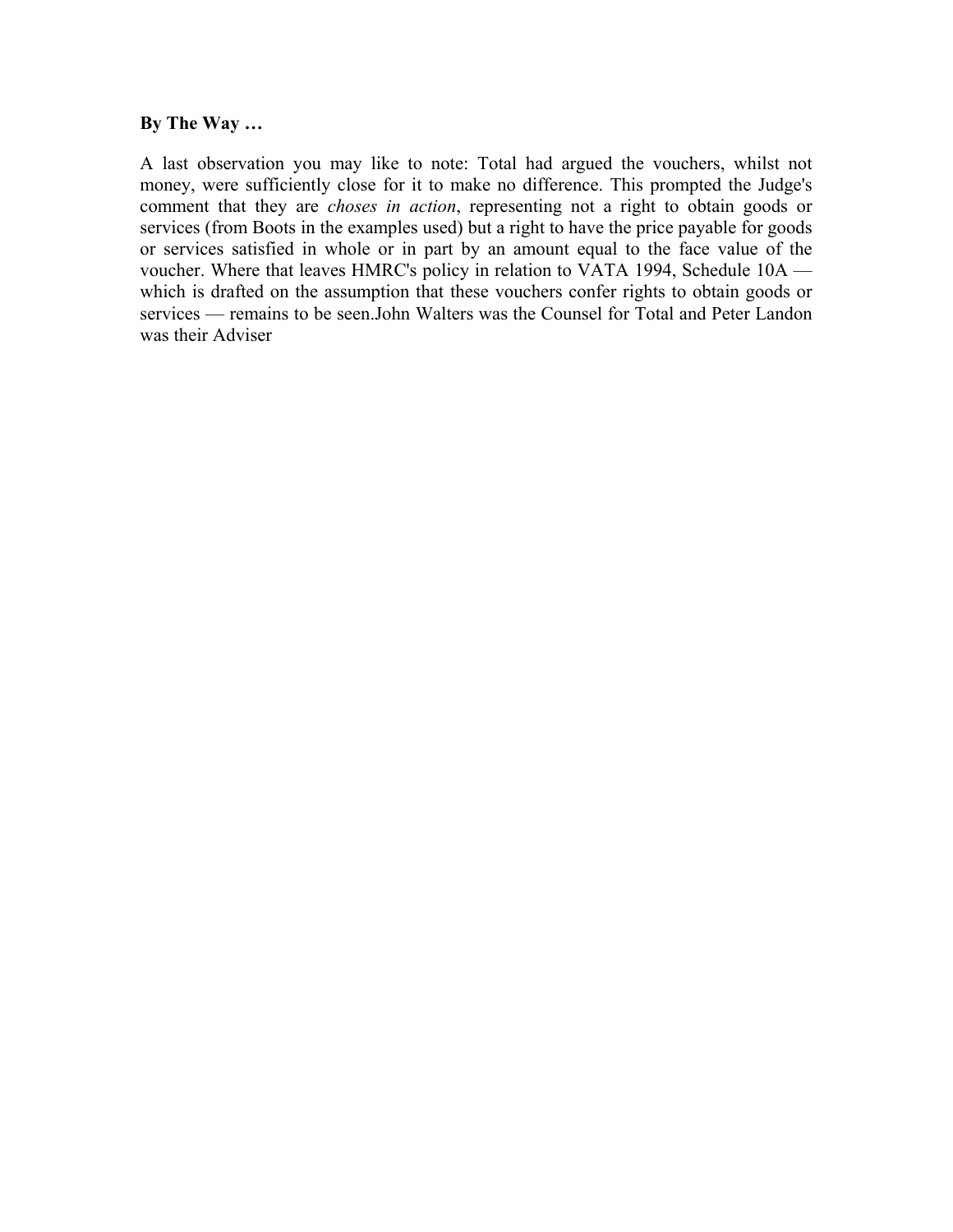**By The Way …**

A last observation you may like to note: Total had argued the vouchers, whilst not money, were sufficiently close for it to make no difference. This prompted the Judge's comment that they are *choses in action*, representing not a right to obtain goods or services (from Boots in the examples used) but a right to have the price payable for goods or services satisfied in whole or in part by an amount equal to the face value of the voucher. Where that leaves HMRC's policy in relation to VATA 1994, Schedule 10A — which is drafted on the assumption that these vouchers confer rights to obtain goods or services — remains to be seen.John Walters was the Counsel for Total and Peter Landon was their Adviser